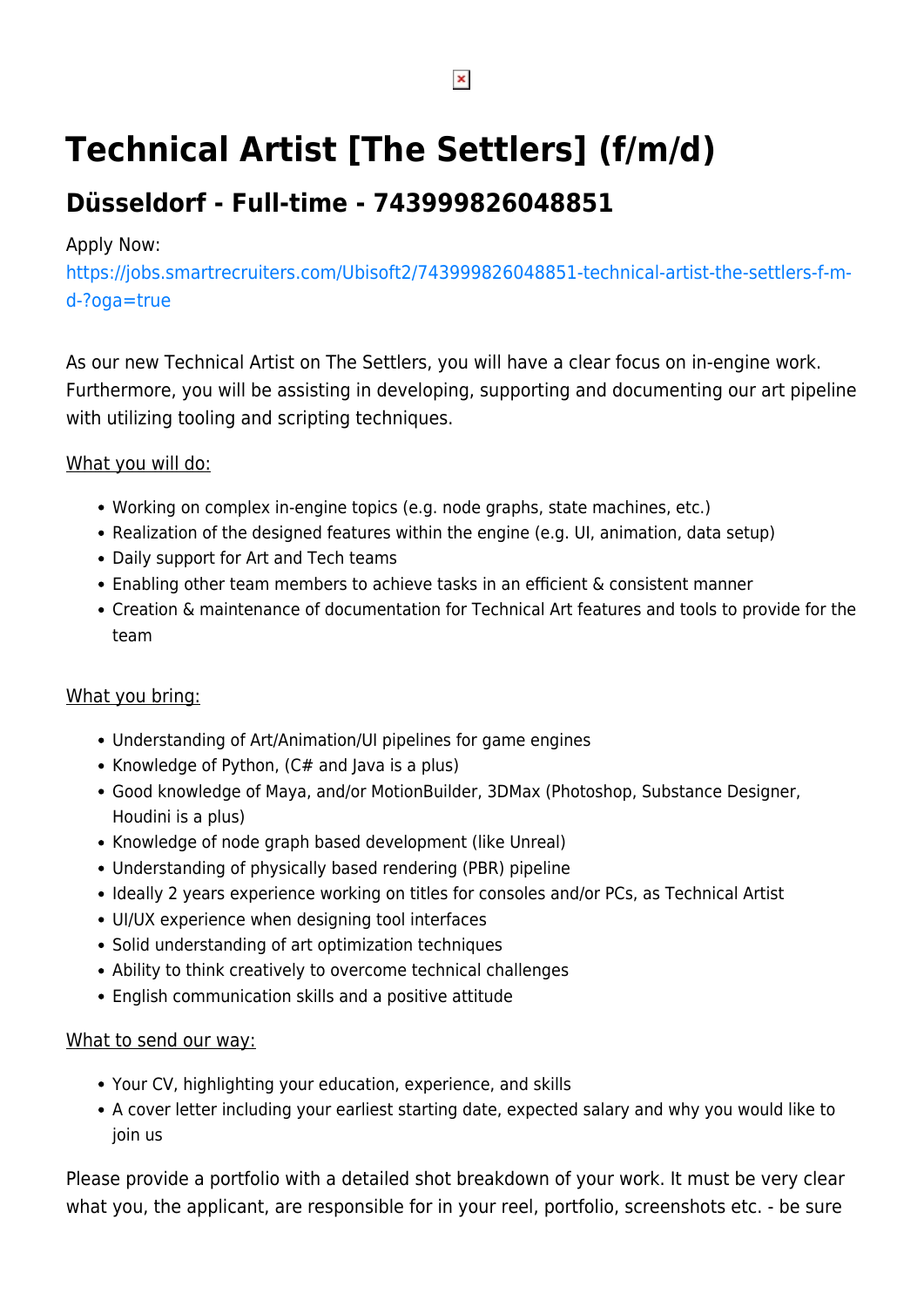# Technical Artist [The Settlers] (f/m/d)

## Düsseldorf - Full-time - 743999826048851

Apply Now:
https://jobs.smartrecruiters.com/Ubisoft2/743999826048851-technical-artist-the-settlers-f-m-d-?oga=true

As our new Technical Artist on The Settlers, you will have a clear focus on in-engine work. Furthermore, you will be assisting in developing, supporting and documenting our art pipeline with utilizing tooling and scripting techniques.

<u>What you will do:</u>

- Working on complex in-engine topics (e.g. node graphs, state machines, etc.)
- Realization of the designed features within the engine (e.g. UI, animation, data setup)
- Daily support for Art and Tech teams
- Enabling other team members to achieve tasks in an efficient & consistent manner
- Creation & maintenance of documentation for Technical Art features and tools to provide for the team

<u>What you bring:</u>

- Understanding of Art/Animation/UI pipelines for game engines
- Knowledge of Python, (C# and Java is a plus)
- Good knowledge of Maya, and/or MotionBuilder, 3DMax (Photoshop, Substance Designer, Houdini is a plus)
- Knowledge of node graph based development (like Unreal)
- Understanding of physically based rendering (PBR) pipeline
- Ideally 2 years experience working on titles for consoles and/or PCs, as Technical Artist
- UI/UX experience when designing tool interfaces
- Solid understanding of art optimization techniques
- Ability to think creatively to overcome technical challenges
- English communication skills and a positive attitude

<u>What to send our way:</u>

- Your CV, highlighting your education, experience, and skills
- A cover letter including your earliest starting date, expected salary and why you would like to join us

Please provide a portfolio with a detailed shot breakdown of your work. It must be very clear what you, the applicant, are responsible for in your reel, portfolio, screenshots etc. - be sure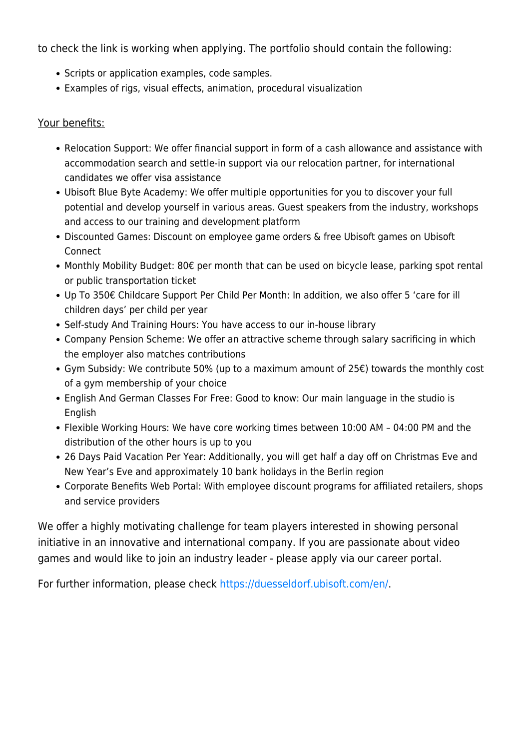to check the link is working when applying. The portfolio should contain the following:

- Scripts or application examples, code samples.
- Examples of rigs, visual effects, animation, procedural visualization

Your benefits:

- Relocation Support: We offer financial support in form of a cash allowance and assistance with accommodation search and settle-in support via our relocation partner, for international candidates we offer visa assistance
- Ubisoft Blue Byte Academy: We offer multiple opportunities for you to discover your full potential and develop yourself in various areas. Guest speakers from the industry, workshops and access to our training and development platform
- Discounted Games: Discount on employee game orders & free Ubisoft games on Ubisoft Connect
- Monthly Mobility Budget: 80€ per month that can be used on bicycle lease, parking spot rental or public transportation ticket
- Up To 350€ Childcare Support Per Child Per Month: In addition, we also offer 5 'care for ill children days' per child per year
- Self-study And Training Hours: You have access to our in-house library
- Company Pension Scheme: We offer an attractive scheme through salary sacrificing in which the employer also matches contributions
- Gym Subsidy: We contribute 50% (up to a maximum amount of 25€) towards the monthly cost of a gym membership of your choice
- English And German Classes For Free: Good to know: Our main language in the studio is English
- Flexible Working Hours: We have core working times between 10:00 AM – 04:00 PM and the distribution of the other hours is up to you
- 26 Days Paid Vacation Per Year: Additionally, you will get half a day off on Christmas Eve and New Year's Eve and approximately 10 bank holidays in the Berlin region
- Corporate Benefits Web Portal: With employee discount programs for affiliated retailers, shops and service providers

We offer a highly motivating challenge for team players interested in showing personal initiative in an innovative and international company. If you are passionate about video games and would like to join an industry leader - please apply via our career portal.

For further information, please check https://duesseldorf.ubisoft.com/en/.